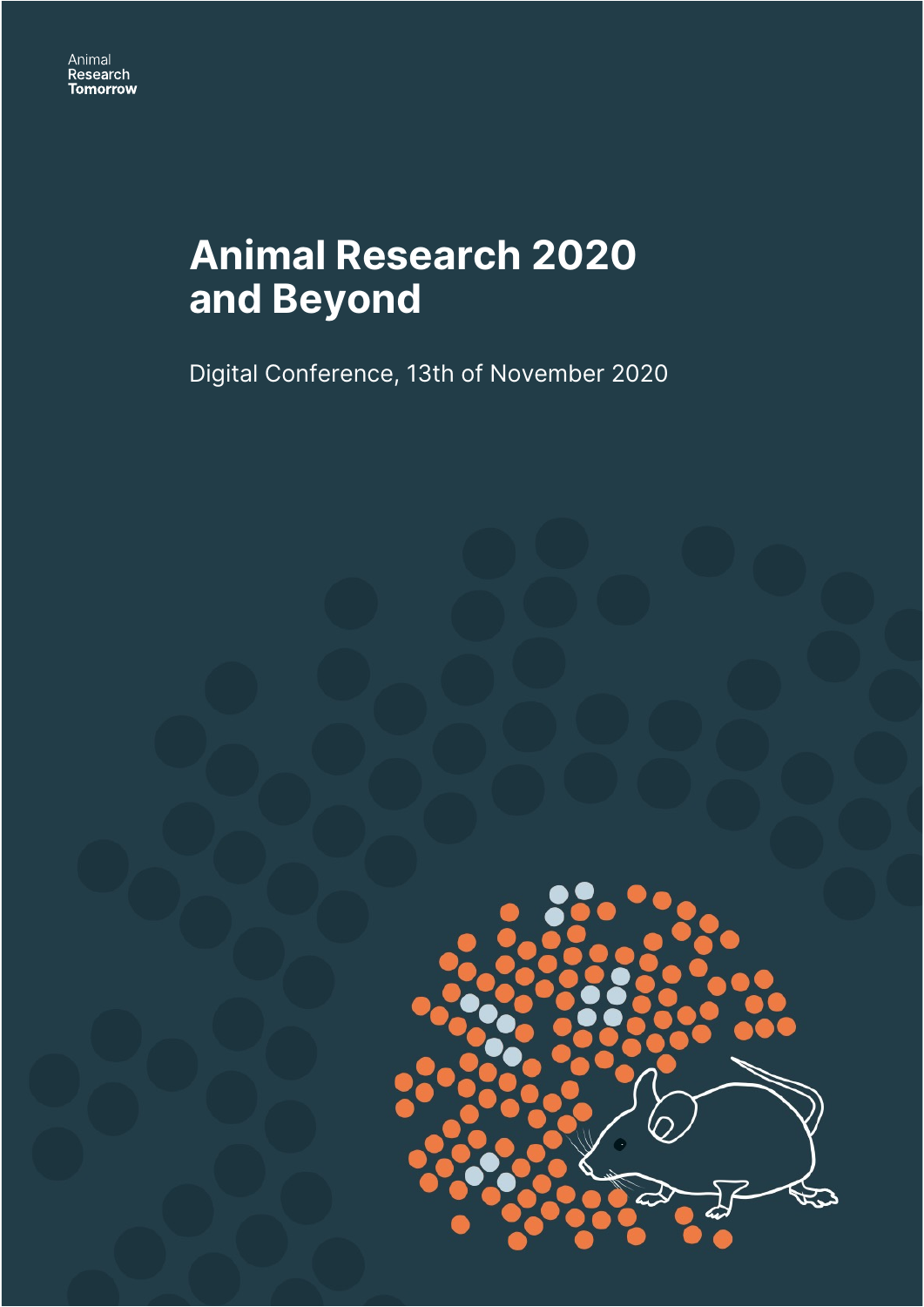Animal
Research
Tomorrow

# Animal Research 2020 and Beyond

Digital Conference, 13th of November 2020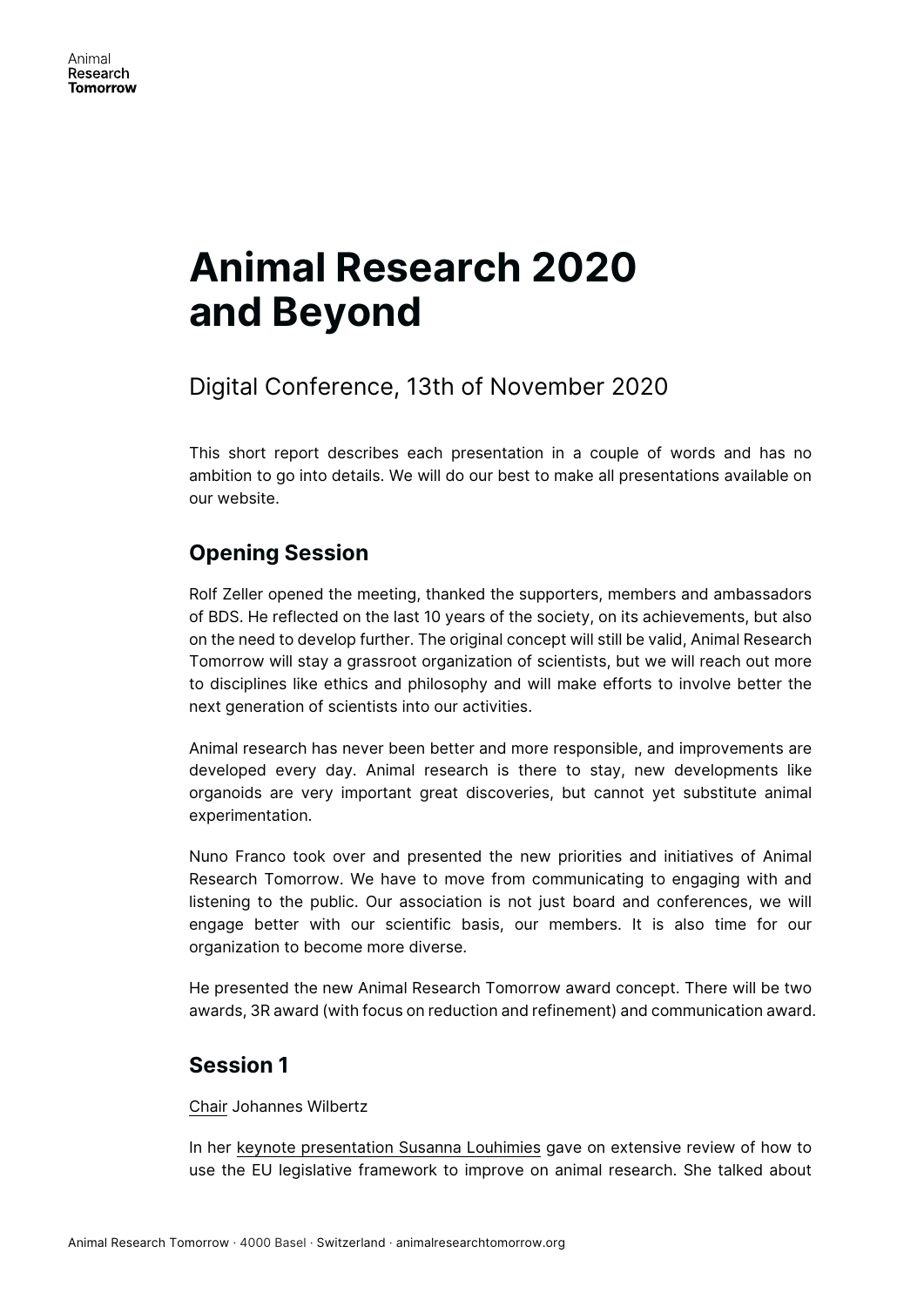# Animal Research 2020 and Beyond

## Digital Conference, 13th of November 2020

This short report describes each presentation in a couple of words and has no ambition to go into details. We will do our best to make all presentations available on our website.

## Opening Session

Rolf Zeller opened the meeting, thanked the supporters, members and ambassadors of BDS. He reflected on the last 10 years of the society, on its achievements, but also on the need to develop further. The original concept will still be valid, Animal Research Tomorrow will stay a grassroot organization of scientists, but we will reach out more to disciplines like ethics and philosophy and will make efforts to involve better the next generation of scientists into our activities.

Animal research has never been better and more responsible, and improvements are developed every day. Animal research is there to stay, new developments like organoids are very important great discoveries, but cannot yet substitute animal experimentation.

Nuno Franco took over and presented the new priorities and initiatives of Animal Research Tomorrow. We have to move from communicating to engaging with and listening to the public. Our association is not just board and conferences, we will engage better with our scientific basis, our members. It is also time for our organization to become more diverse.

He presented the new Animal Research Tomorrow award concept. There will be two awards, 3R award (with focus on reduction and refinement) and communication award.

## Session 1

Chair Johannes Wilbertz

In her keynote presentation Susanna Louhimies gave on extensive review of how to use the EU legislative framework to improve on animal research. She talked about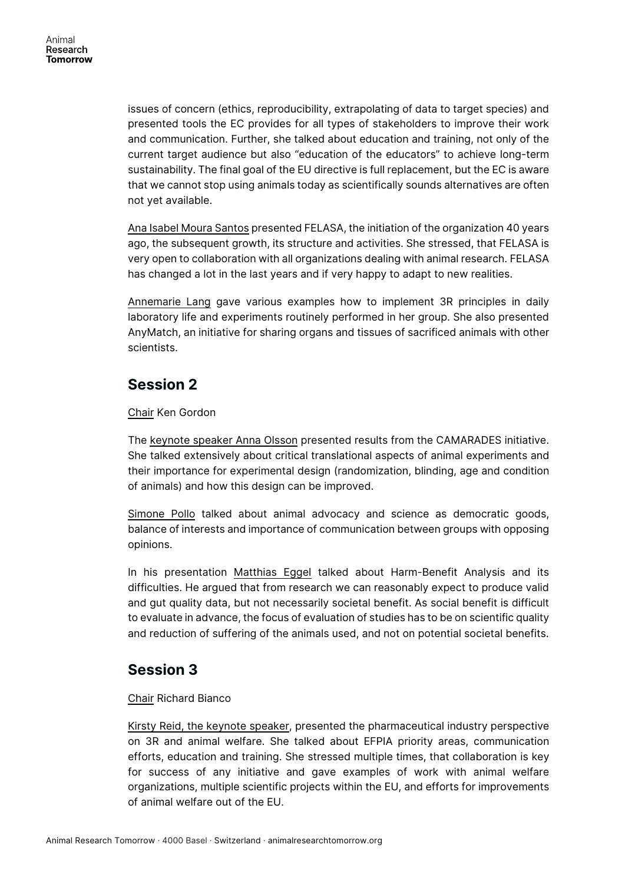issues of concern (ethics, reproducibility, extrapolating of data to target species) and presented tools the EC provides for all types of stakeholders to improve their work and communication. Further, she talked about education and training, not only of the current target audience but also "education of the educators" to achieve long-term sustainability. The final goal of the EU directive is full replacement, but the EC is aware that we cannot stop using animals today as scientifically sounds alternatives are often not yet available.

Ana Isabel Moura Santos presented FELASA, the initiation of the organization 40 years ago, the subsequent growth, its structure and activities. She stressed, that FELASA is very open to collaboration with all organizations dealing with animal research. FELASA has changed a lot in the last years and if very happy to adapt to new realities.

Annemarie Lang gave various examples how to implement 3R principles in daily laboratory life and experiments routinely performed in her group. She also presented AnyMatch, an initiative for sharing organs and tissues of sacrificed animals with other scientists.

## Session 2

Chair Ken Gordon

The keynote speaker Anna Olsson presented results from the CAMARADES initiative. She talked extensively about critical translational aspects of animal experiments and their importance for experimental design (randomization, blinding, age and condition of animals) and how this design can be improved.

Simone Pollo talked about animal advocacy and science as democratic goods, balance of interests and importance of communication between groups with opposing opinions.

In his presentation Matthias Eggel talked about Harm-Benefit Analysis and its difficulties. He argued that from research we can reasonably expect to produce valid and gut quality data, but not necessarily societal benefit. As social benefit is difficult to evaluate in advance, the focus of evaluation of studies has to be on scientific quality and reduction of suffering of the animals used, and not on potential societal benefits.

## Session 3

Chair Richard Bianco

Kirsty Reid, the keynote speaker, presented the pharmaceutical industry perspective on 3R and animal welfare. She talked about EFPIA priority areas, communication efforts, education and training. She stressed multiple times, that collaboration is key for success of any initiative and gave examples of work with animal welfare organizations, multiple scientific projects within the EU, and efforts for improvements of animal welfare out of the EU.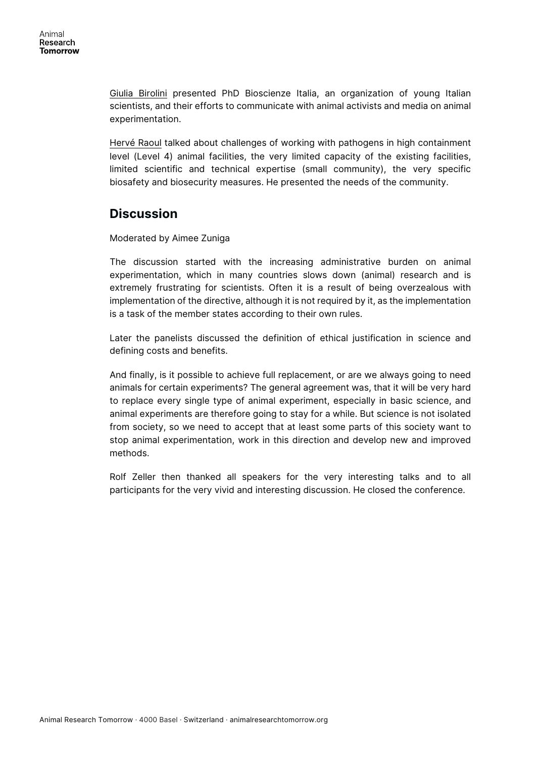Giulia Birolini presented PhD Bioscienze Italia, an organization of young Italian scientists, and their efforts to communicate with animal activists and media on animal experimentation.

Hervé Raoul talked about challenges of working with pathogens in high containment level (Level 4) animal facilities, the very limited capacity of the existing facilities, limited scientific and technical expertise (small community), the very specific biosafety and biosecurity measures. He presented the needs of the community.

## Discussion

Moderated by Aimee Zuniga

The discussion started with the increasing administrative burden on animal experimentation, which in many countries slows down (animal) research and is extremely frustrating for scientists. Often it is a result of being overzealous with implementation of the directive, although it is not required by it, as the implementation is a task of the member states according to their own rules.

Later the panelists discussed the definition of ethical justification in science and defining costs and benefits.

And finally, is it possible to achieve full replacement, or are we always going to need animals for certain experiments? The general agreement was, that it will be very hard to replace every single type of animal experiment, especially in basic science, and animal experiments are therefore going to stay for a while. But science is not isolated from society, so we need to accept that at least some parts of this society want to stop animal experimentation, work in this direction and develop new and improved methods.

Rolf Zeller then thanked all speakers for the very interesting talks and to all participants for the very vivid and interesting discussion. He closed the conference.